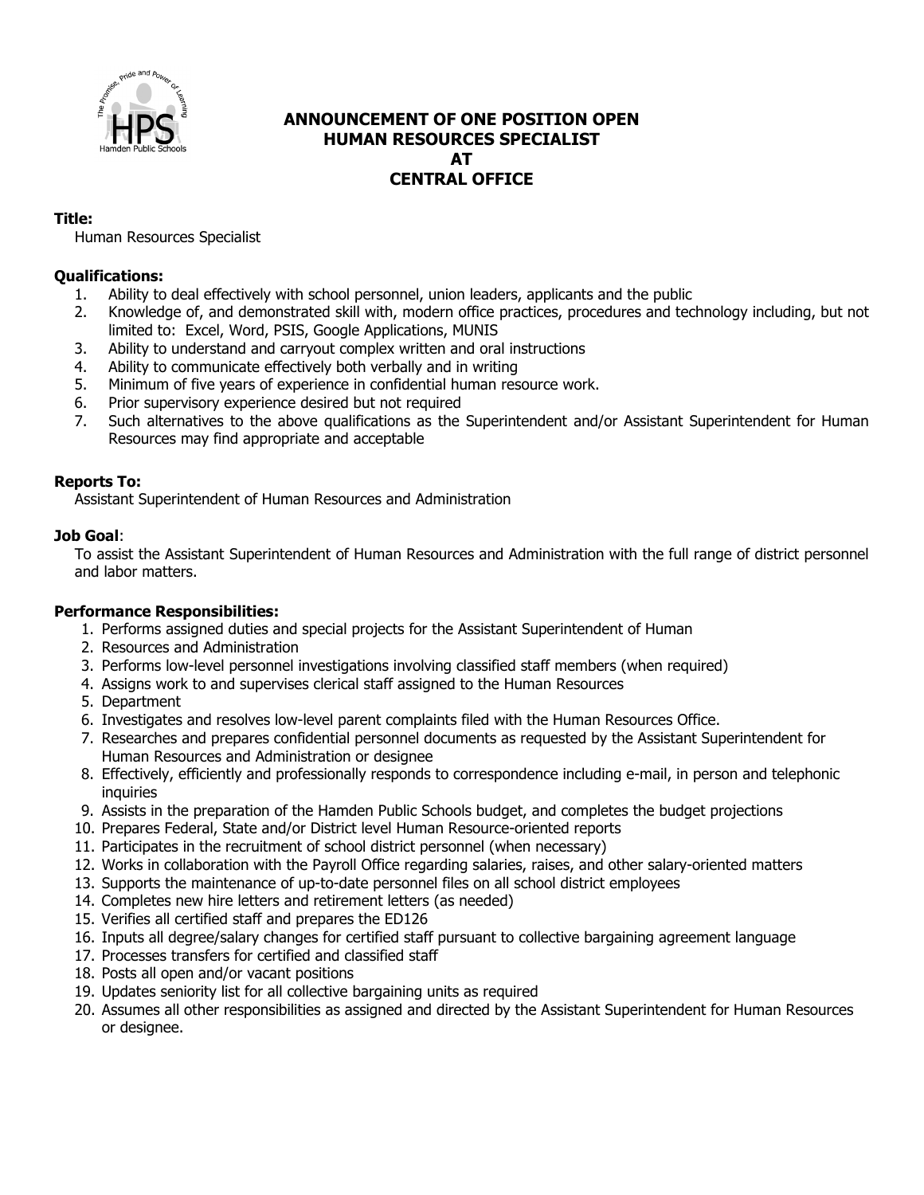# ANNOUNCEMENT OF ONE POSITION OPEN
# HUMAN RESOURCES SPECIALIST
# AT
# CENTRAL OFFICE

**Title:**

Human Resources Specialist

**Qualifications:**

1. Ability to deal effectively with school personnel, union leaders, applicants and the public
2. Knowledge of, and demonstrated skill with, modern office practices, procedures and technology including, but not limited to: Excel, Word, PSIS, Google Applications, MUNIS
3. Ability to understand and carryout complex written and oral instructions
4. Ability to communicate effectively both verbally and in writing
5. Minimum of five years of experience in confidential human resource work.
6. Prior supervisory experience desired but not required
7. Such alternatives to the above qualifications as the Superintendent and/or Assistant Superintendent for Human Resources may find appropriate and acceptable

**Reports To:**

Assistant Superintendent of Human Resources and Administration

**Job Goal**:

To assist the Assistant Superintendent of Human Resources and Administration with the full range of district personnel and labor matters.

**Performance Responsibilities:**

1. Performs assigned duties and special projects for the Assistant Superintendent of Human
2. Resources and Administration
3. Performs low-level personnel investigations involving classified staff members (when required)
4. Assigns work to and supervises clerical staff assigned to the Human Resources
5. Department
6. Investigates and resolves low-level parent complaints filed with the Human Resources Office.
7. Researches and prepares confidential personnel documents as requested by the Assistant Superintendent for Human Resources and Administration or designee
8. Effectively, efficiently and professionally responds to correspondence including e-mail, in person and telephonic inquiries
9. Assists in the preparation of the Hamden Public Schools budget, and completes the budget projections
10. Prepares Federal, State and/or District level Human Resource-oriented reports
11. Participates in the recruitment of school district personnel (when necessary)
12. Works in collaboration with the Payroll Office regarding salaries, raises, and other salary-oriented matters
13. Supports the maintenance of up-to-date personnel files on all school district employees
14. Completes new hire letters and retirement letters (as needed)
15. Verifies all certified staff and prepares the ED126
16. Inputs all degree/salary changes for certified staff pursuant to collective bargaining agreement language
17. Processes transfers for certified and classified staff
18. Posts all open and/or vacant positions
19. Updates seniority list for all collective bargaining units as required
20. Assumes all other responsibilities as assigned and directed by the Assistant Superintendent for Human Resources or designee.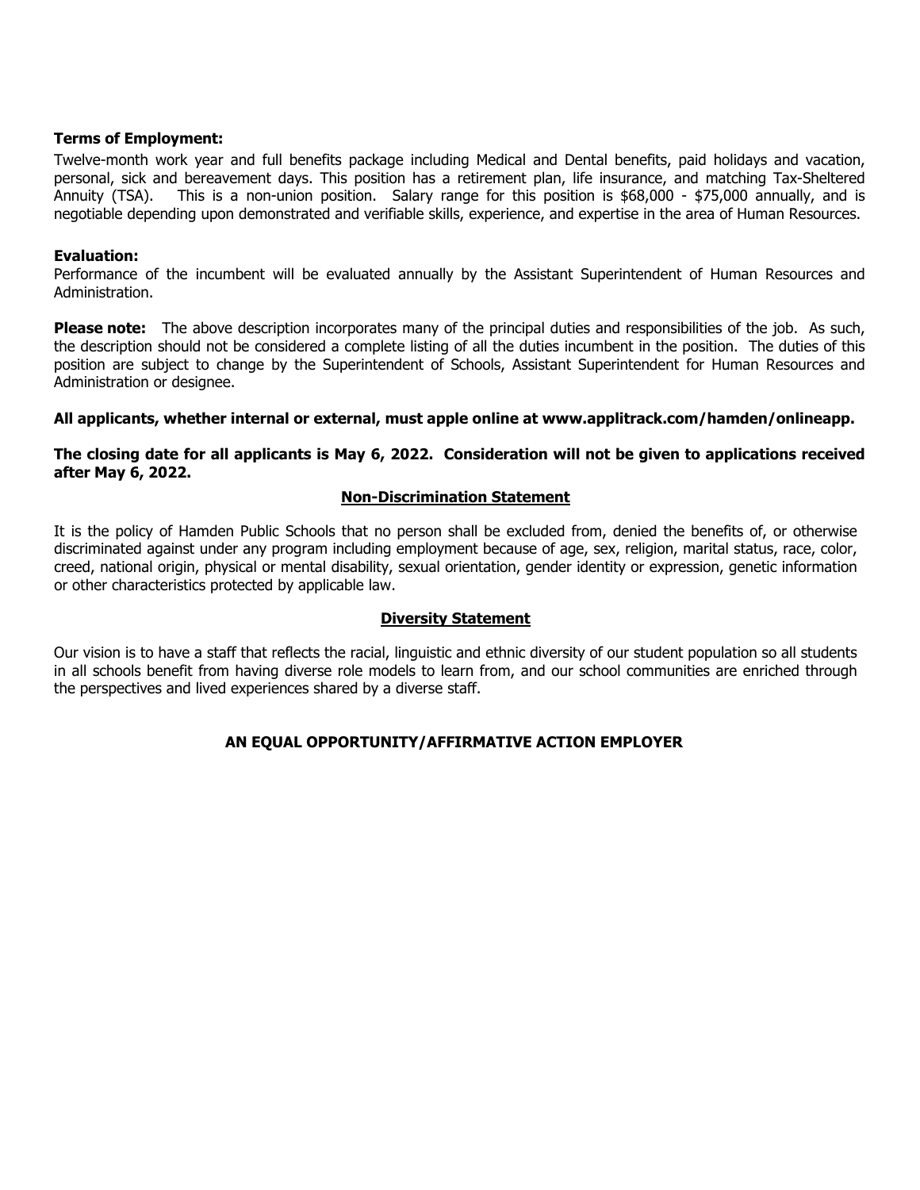**Terms of Employment:**

Twelve-month work year and full benefits package including Medical and Dental benefits, paid holidays and vacation, personal, sick and bereavement days. This position has a retirement plan, life insurance, and matching Tax-Sheltered Annuity (TSA). This is a non-union position. Salary range for this position is $68,000 - $75,000 annually, and is negotiable depending upon demonstrated and verifiable skills, experience, and expertise in the area of Human Resources.

**Evaluation:**

Performance of the incumbent will be evaluated annually by the Assistant Superintendent of Human Resources and Administration.

**Please note:** The above description incorporates many of the principal duties and responsibilities of the job. As such, the description should not be considered a complete listing of all the duties incumbent in the position. The duties of this position are subject to change by the Superintendent of Schools, Assistant Superintendent for Human Resources and Administration or designee.

**All applicants, whether internal or external, must apple online at www.applitrack.com/hamden/onlineapp.**

**The closing date for all applicants is May 6, 2022. Consideration will not be given to applications received after May 6, 2022.**

**Non-Discrimination Statement**

It is the policy of Hamden Public Schools that no person shall be excluded from, denied the benefits of, or otherwise discriminated against under any program including employment because of age, sex, religion, marital status, race, color, creed, national origin, physical or mental disability, sexual orientation, gender identity or expression, genetic information or other characteristics protected by applicable law.

**Diversity Statement**

Our vision is to have a staff that reflects the racial, linguistic and ethnic diversity of our student population so all students in all schools benefit from having diverse role models to learn from, and our school communities are enriched through the perspectives and lived experiences shared by a diverse staff.

**AN EQUAL OPPORTUNITY/AFFIRMATIVE ACTION EMPLOYER**